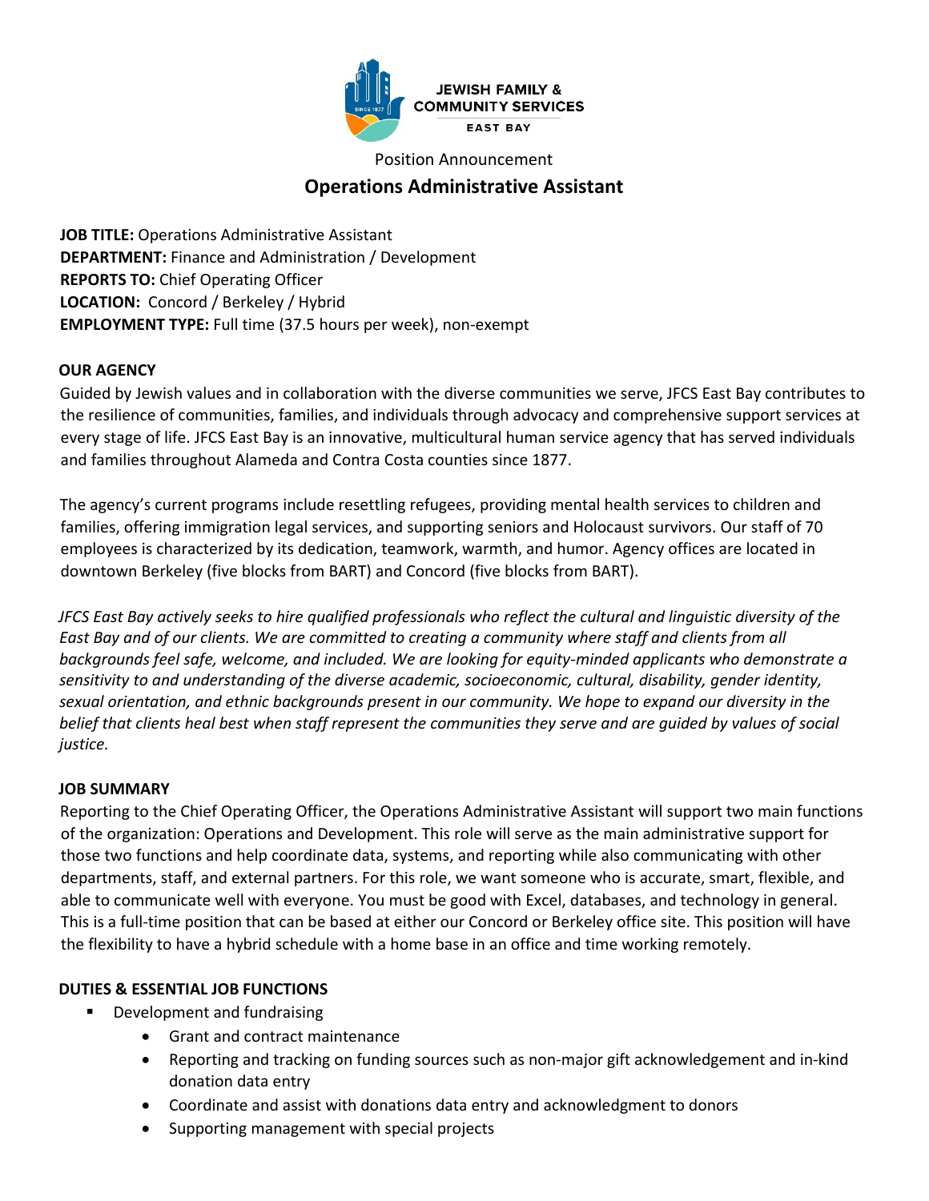JEWISH FAMILY & COMMUNITY SERVICES
EAST BAY

Position Announcement

# Operations Administrative Assistant

**JOB TITLE:** Operations Administrative Assistant
**DEPARTMENT:** Finance and Administration / Development
**REPORTS TO:** Chief Operating Officer
**LOCATION:** Concord / Berkeley / Hybrid
**EMPLOYMENT TYPE:** Full time (37.5 hours per week), non-exempt

## OUR AGENCY

Guided by Jewish values and in collaboration with the diverse communities we serve, JFCS East Bay contributes to the resilience of communities, families, and individuals through advocacy and comprehensive support services at every stage of life. JFCS East Bay is an innovative, multicultural human service agency that has served individuals and families throughout Alameda and Contra Costa counties since 1877.

The agency's current programs include resettling refugees, providing mental health services to children and families, offering immigration legal services, and supporting seniors and Holocaust survivors. Our staff of 70 employees is characterized by its dedication, teamwork, warmth, and humor. Agency offices are located in downtown Berkeley (five blocks from BART) and Concord (five blocks from BART).

*JFCS East Bay actively seeks to hire qualified professionals who reflect the cultural and linguistic diversity of the East Bay and of our clients. We are committed to creating a community where staff and clients from all backgrounds feel safe, welcome, and included. We are looking for equity-minded applicants who demonstrate a sensitivity to and understanding of the diverse academic, socioeconomic, cultural, disability, gender identity, sexual orientation, and ethnic backgrounds present in our community. We hope to expand our diversity in the belief that clients heal best when staff represent the communities they serve and are guided by values of social justice.*

## JOB SUMMARY

Reporting to the Chief Operating Officer, the Operations Administrative Assistant will support two main functions of the organization: Operations and Development. This role will serve as the main administrative support for those two functions and help coordinate data, systems, and reporting while also communicating with other departments, staff, and external partners. For this role, we want someone who is accurate, smart, flexible, and able to communicate well with everyone. You must be good with Excel, databases, and technology in general. This is a full-time position that can be based at either our Concord or Berkeley office site. This position will have the flexibility to have a hybrid schedule with a home base in an office and time working remotely.

## DUTIES & ESSENTIAL JOB FUNCTIONS

- Development and fundraising
    - Grant and contract maintenance
    - Reporting and tracking on funding sources such as non-major gift acknowledgement and in-kind donation data entry
    - Coordinate and assist with donations data entry and acknowledgment to donors
    - Supporting management with special projects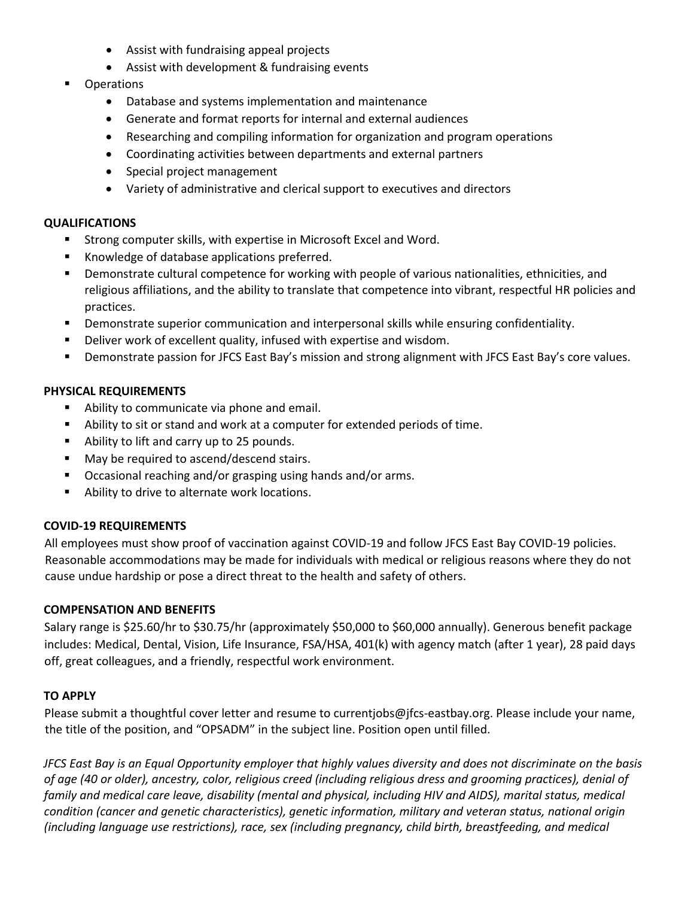- Assist with fundraising appeal projects
  - Assist with development & fundraising events
- Operations
  - Database and systems implementation and maintenance
  - Generate and format reports for internal and external audiences
  - Researching and compiling information for organization and program operations
  - Coordinating activities between departments and external partners
  - Special project management
  - Variety of administrative and clerical support to executives and directors

**QUALIFICATIONS**

- Strong computer skills, with expertise in Microsoft Excel and Word.
- Knowledge of database applications preferred.
- Demonstrate cultural competence for working with people of various nationalities, ethnicities, and religious affiliations, and the ability to translate that competence into vibrant, respectful HR policies and practices.
- Demonstrate superior communication and interpersonal skills while ensuring confidentiality.
- Deliver work of excellent quality, infused with expertise and wisdom.
- Demonstrate passion for JFCS East Bay's mission and strong alignment with JFCS East Bay's core values.

**PHYSICAL REQUIREMENTS**

- Ability to communicate via phone and email.
- Ability to sit or stand and work at a computer for extended periods of time.
- Ability to lift and carry up to 25 pounds.
- May be required to ascend/descend stairs.
- Occasional reaching and/or grasping using hands and/or arms.
- Ability to drive to alternate work locations.

**COVID-19 REQUIREMENTS**

All employees must show proof of vaccination against COVID-19 and follow JFCS East Bay COVID-19 policies. Reasonable accommodations may be made for individuals with medical or religious reasons where they do not cause undue hardship or pose a direct threat to the health and safety of others.

**COMPENSATION AND BENEFITS**

Salary range is $25.60/hr to $30.75/hr (approximately $50,000 to $60,000 annually). Generous benefit package includes: Medical, Dental, Vision, Life Insurance, FSA/HSA, 401(k) with agency match (after 1 year), 28 paid days off, great colleagues, and a friendly, respectful work environment.

**TO APPLY**

Please submit a thoughtful cover letter and resume to currentjobs@jfcs-eastbay.org. Please include your name, the title of the position, and "OPSADM" in the subject line. Position open until filled.

*JFCS East Bay is an Equal Opportunity employer that highly values diversity and does not discriminate on the basis of age (40 or older), ancestry, color, religious creed (including religious dress and grooming practices), denial of family and medical care leave, disability (mental and physical, including HIV and AIDS), marital status, medical condition (cancer and genetic characteristics), genetic information, military and veteran status, national origin (including language use restrictions), race, sex (including pregnancy, child birth, breastfeeding, and medical*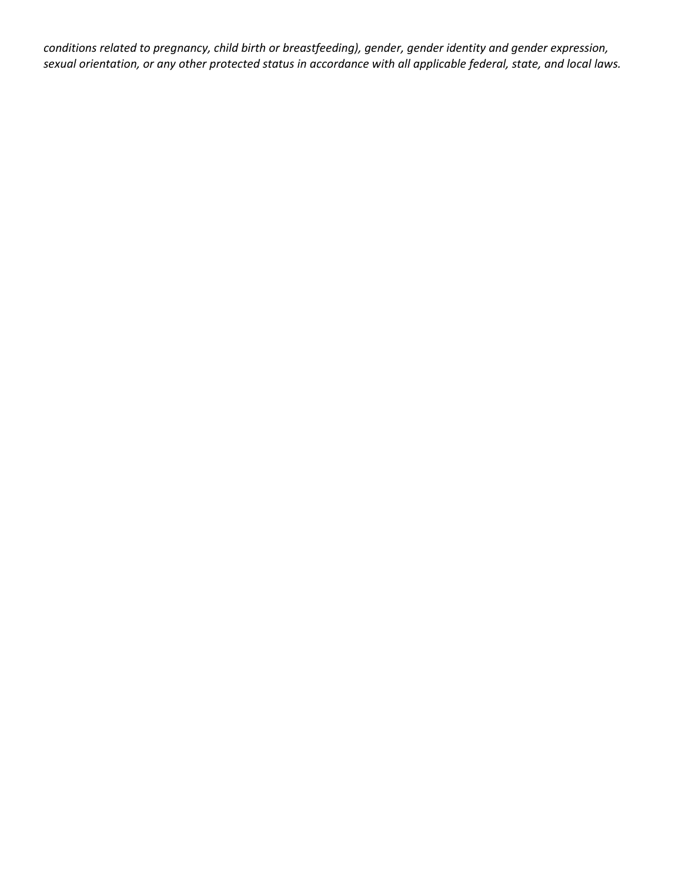*conditions related to pregnancy, child birth or breastfeeding), gender, gender identity and gender expression, sexual orientation, or any other protected status in accordance with all applicable federal, state, and local laws.*